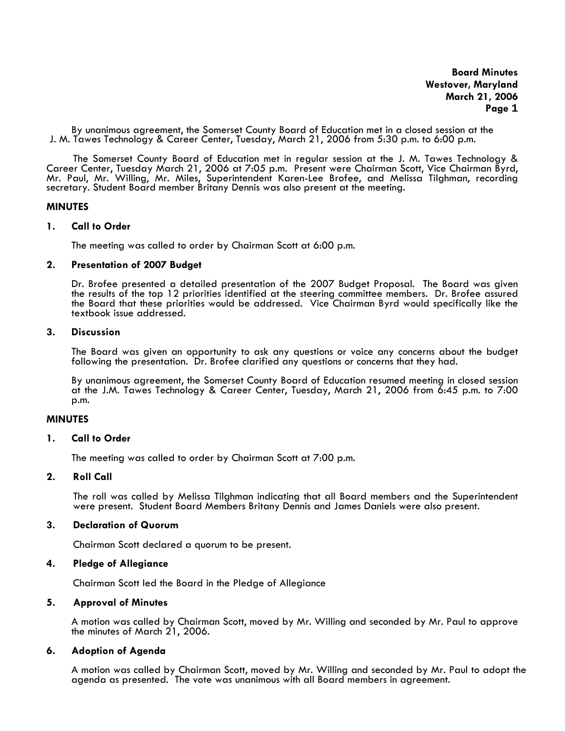**Board Minutes**
**Westover, Maryland**
**March 21, 2006**
**Page 1**

By unanimous agreement, the Somerset County Board of Education met in a closed session at the J. M. Tawes Technology & Career Center, Tuesday, March 21, 2006 from 5:30 p.m. to 6:00 p.m.

The Somerset County Board of Education met in regular session at the J. M. Tawes Technology & Career Center, Tuesday March 21, 2006 at 7:05 p.m. Present were Chairman Scott, Vice Chairman Byrd, Mr. Paul, Mr. Willing, Mr. Miles, Superintendent Karen-Lee Brofee, and Melissa Tilghman, recording secretary. Student Board member Britany Dennis was also present at the meeting.

**MINUTES**

**1. Call to Order**

The meeting was called to order by Chairman Scott at 6:00 p.m.

**2. Presentation of 2007 Budget**

Dr. Brofee presented a detailed presentation of the 2007 Budget Proposal. The Board was given the results of the top 12 priorities identified at the steering committee members. Dr. Brofee assured the Board that these priorities would be addressed. Vice Chairman Byrd would specifically like the textbook issue addressed.

**3. Discussion**

The Board was given an opportunity to ask any questions or voice any concerns about the budget following the presentation. Dr. Brofee clarified any questions or concerns that they had.

By unanimous agreement, the Somerset County Board of Education resumed meeting in closed session at the J.M. Tawes Technology & Career Center, Tuesday, March 21, 2006 from 6:45 p.m. to 7:00 p.m.

**MINUTES**

**1. Call to Order**

The meeting was called to order by Chairman Scott at 7:00 p.m.

**2. Roll Call**

The roll was called by Melissa Tilghman indicating that all Board members and the Superintendent were present. Student Board Members Britany Dennis and James Daniels were also present.

**3. Declaration of Quorum**

Chairman Scott declared a quorum to be present.

**4. Pledge of Allegiance**

Chairman Scott led the Board in the Pledge of Allegiance

**5. Approval of Minutes**

A motion was called by Chairman Scott, moved by Mr. Willing and seconded by Mr. Paul to approve the minutes of March 21, 2006.

**6. Adoption of Agenda**

A motion was called by Chairman Scott, moved by Mr. Willing and seconded by Mr. Paul to adopt the agenda as presented. The vote was unanimous with all Board members in agreement.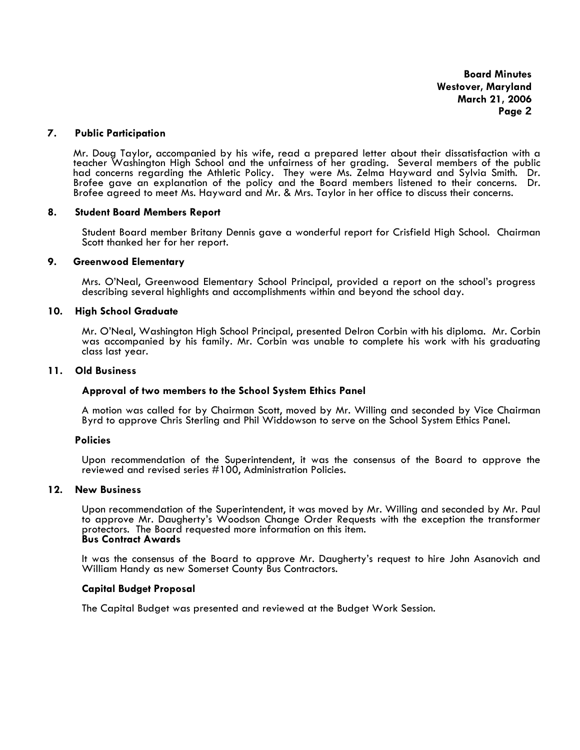**Board Minutes**
**Westover, Maryland**
**March 21, 2006**

## 7. Public Participation

Mr. Doug Taylor, accompanied by his wife, read a prepared letter about their dissatisfaction with a teacher Washington High School and the unfairness of her grading. Several members of the public had concerns regarding the Athletic Policy. They were Ms. Zelma Hayward and Sylvia Smith. Dr. Brofee gave an explanation of the policy and the Board members listened to their concerns. Dr. Brofee agreed to meet Ms. Hayward and Mr. & Mrs. Taylor in her office to discuss their concerns.

## 8. Student Board Members Report

Student Board member Britany Dennis gave a wonderful report for Crisfield High School. Chairman Scott thanked her for her report.

## 9. Greenwood Elementary

Mrs. O'Neal, Greenwood Elementary School Principal, provided a report on the school's progress describing several highlights and accomplishments within and beyond the school day.

## 10. High School Graduate

Mr. O'Neal, Washington High School Principal, presented Delron Corbin with his diploma. Mr. Corbin was accompanied by his family. Mr. Corbin was unable to complete his work with his graduating class last year.

## 11. Old Business

### Approval of two members to the School System Ethics Panel

A motion was called for by Chairman Scott, moved by Mr. Willing and seconded by Vice Chairman Byrd to approve Chris Sterling and Phil Widdowson to serve on the School System Ethics Panel.

### Policies

Upon recommendation of the Superintendent, it was the consensus of the Board to approve the reviewed and revised series #100, Administration Policies.

## 12. New Business

Upon recommendation of the Superintendent, it was moved by Mr. Willing and seconded by Mr. Paul to approve Mr. Daugherty's Woodson Change Order Requests with the exception the transformer protectors. The Board requested more information on this item.

### Bus Contract Awards

It was the consensus of the Board to approve Mr. Daugherty's request to hire John Asanovich and William Handy as new Somerset County Bus Contractors.

### Capital Budget Proposal

The Capital Budget was presented and reviewed at the Budget Work Session.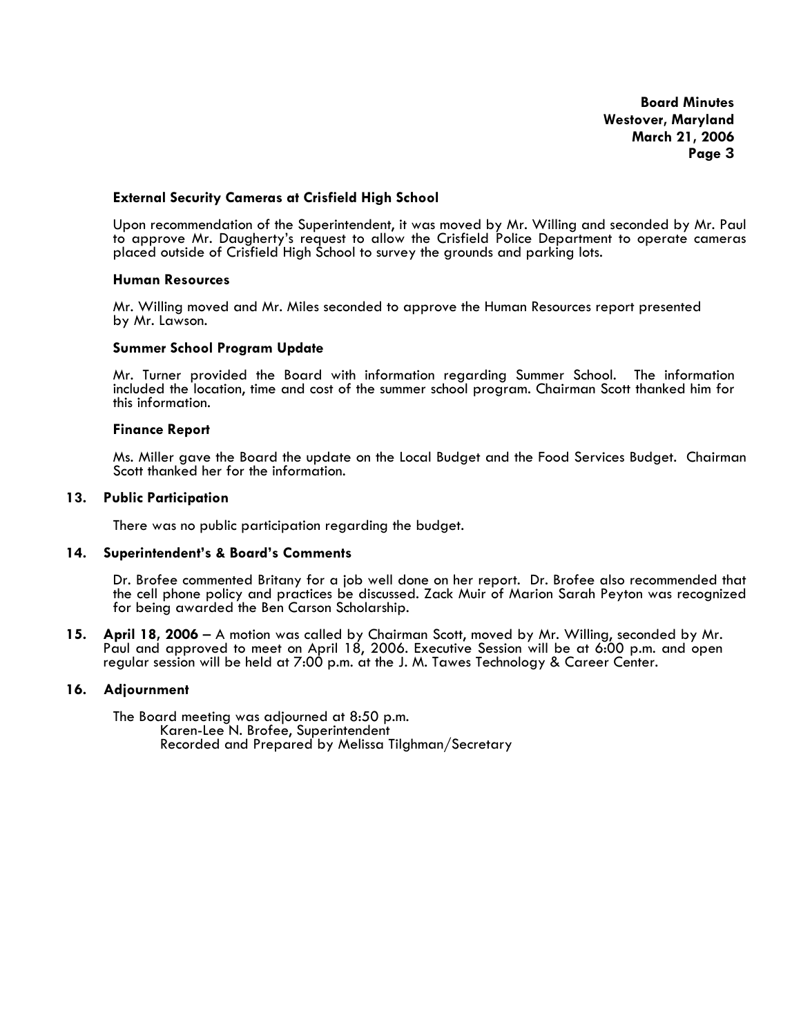**External Security Cameras at Crisfield High School**

Upon recommendation of the Superintendent, it was moved by Mr. Willing and seconded by Mr. Paul to approve Mr. Daugherty's request to allow the Crisfield Police Department to operate cameras placed outside of Crisfield High School to survey the grounds and parking lots.

**Human Resources**

Mr. Willing moved and Mr. Miles seconded to approve the Human Resources report presented by Mr. Lawson.

**Summer School Program Update**

Mr. Turner provided the Board with information regarding Summer School. The information included the location, time and cost of the summer school program. Chairman Scott thanked him for this information.

**Finance Report**

Ms. Miller gave the Board the update on the Local Budget and the Food Services Budget. Chairman Scott thanked her for the information.

**13. Public Participation**

There was no public participation regarding the budget.

**14. Superintendent's & Board's Comments**

Dr. Brofee commented Britany for a job well done on her report. Dr. Brofee also recommended that the cell phone policy and practices be discussed. Zack Muir of Marion Sarah Peyton was recognized for being awarded the Ben Carson Scholarship.

**15. April 18, 2006** – A motion was called by Chairman Scott, moved by Mr. Willing, seconded by Mr. Paul and approved to meet on April 18, 2006. Executive Session will be at 6:00 p.m. and open regular session will be held at 7:00 p.m. at the J. M. Tawes Technology & Career Center.

**16. Adjournment**

The Board meeting was adjourned at 8:50 p.m.
Karen-Lee N. Brofee, Superintendent
Recorded and Prepared by Melissa Tilghman/Secretary